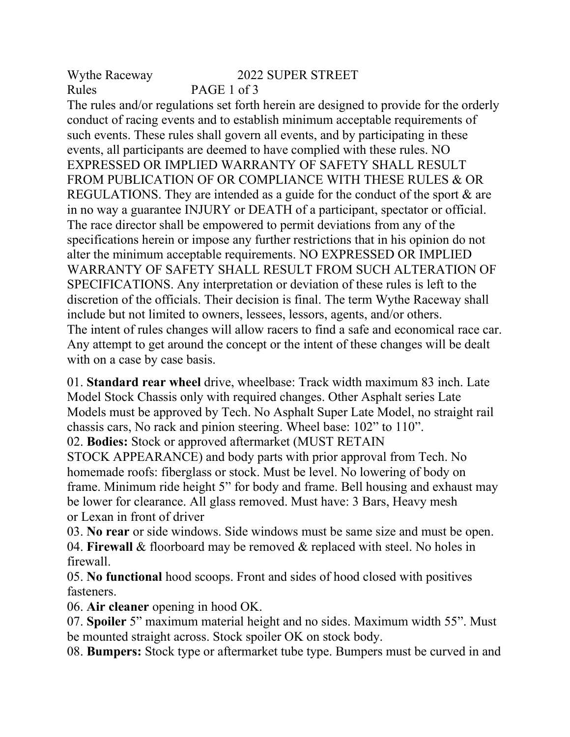Wythe Raceway 2022 SUPER STREET
Rules

The rules and/or regulations set forth herein are designed to provide for the orderly conduct of racing events and to establish minimum acceptable requirements of such events. These rules shall govern all events, and by participating in these events, all participants are deemed to have complied with these rules. NO EXPRESSED OR IMPLIED WARRANTY OF SAFETY SHALL RESULT FROM PUBLICATION OF OR COMPLIANCE WITH THESE RULES & OR REGULATIONS. They are intended as a guide for the conduct of the sport & are in no way a guarantee INJURY or DEATH of a participant, spectator or official. The race director shall be empowered to permit deviations from any of the specifications herein or impose any further restrictions that in his opinion do not alter the minimum acceptable requirements. NO EXPRESSED OR IMPLIED WARRANTY OF SAFETY SHALL RESULT FROM SUCH ALTERATION OF SPECIFICATIONS. Any interpretation or deviation of these rules is left to the discretion of the officials. Their decision is final. The term Wythe Raceway shall include but not limited to owners, lessees, lessors, agents, and/or others.
The intent of rules changes will allow racers to find a safe and economical race car. Any attempt to get around the concept or the intent of these changes will be dealt with on a case by case basis.

01. **Standard rear wheel** drive, wheelbase: Track width maximum 83 inch. Late Model Stock Chassis only with required changes. Other Asphalt series Late Models must be approved by Tech. No Asphalt Super Late Model, no straight rail chassis cars, No rack and pinion steering. Wheel base: 102” to 110”.
02. **Bodies:** Stock or approved aftermarket (MUST RETAIN STOCK APPEARANCE) and body parts with prior approval from Tech. No homemade roofs: fiberglass or stock. Must be level. No lowering of body on frame. Minimum ride height 5” for body and frame. Bell housing and exhaust may be lower for clearance. All glass removed. Must have: 3 Bars, Heavy mesh or Lexan in front of driver
03. **No rear** or side windows. Side windows must be same size and must be open.
04. **Firewall** & floorboard may be removed & replaced with steel. No holes in firewall.
05. **No functional** hood scoops. Front and sides of hood closed with positives fasteners.
06. **Air cleaner** opening in hood OK.
07. **Spoiler** 5” maximum material height and no sides. Maximum width 55”. Must be mounted straight across. Stock spoiler OK on stock body.
08. **Bumpers:** Stock type or aftermarket tube type. Bumpers must be curved in and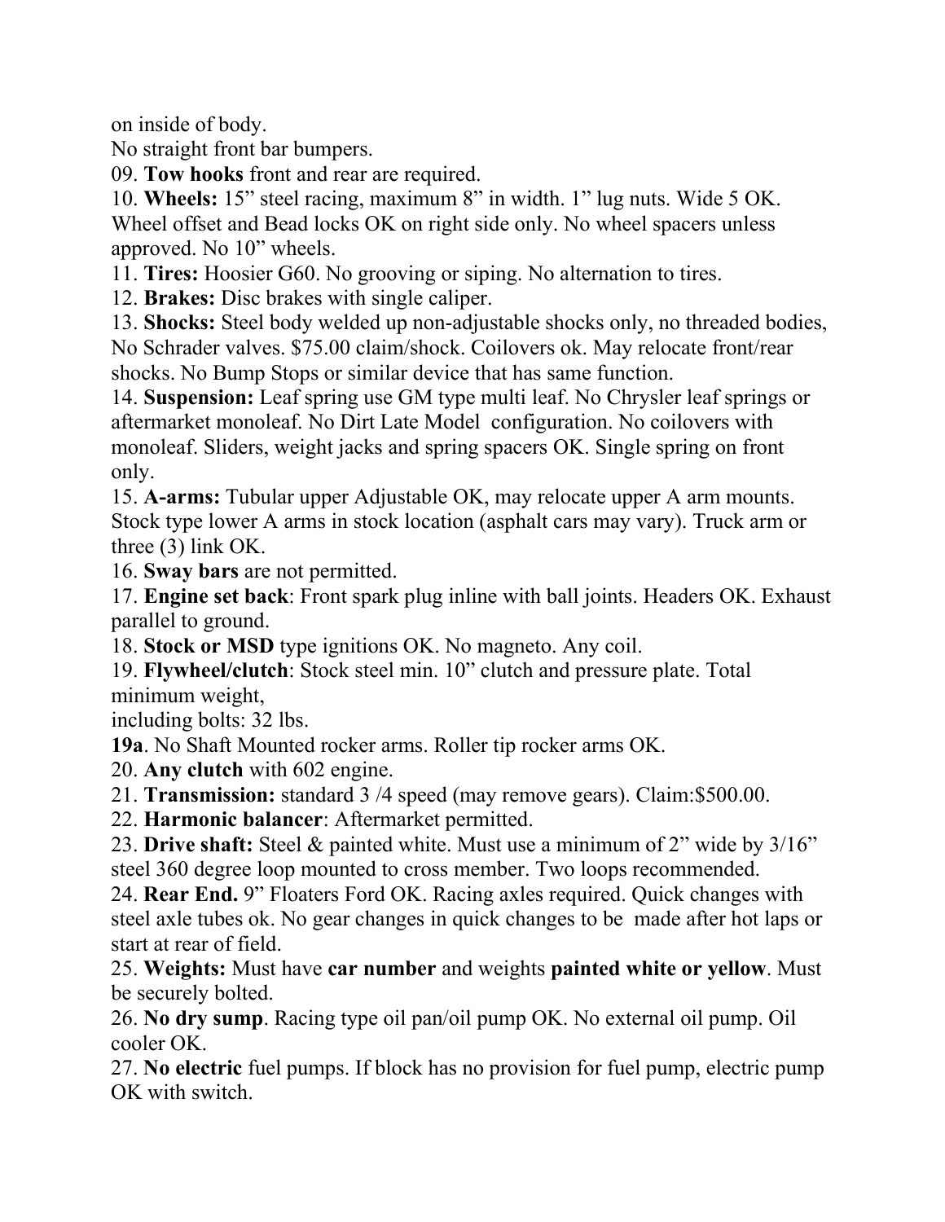on inside of body.

No straight front bar bumpers.

09. **Tow hooks** front and rear are required.

10. **Wheels:** 15” steel racing, maximum 8” in width. 1” lug nuts. Wide 5 OK. Wheel offset and Bead locks OK on right side only. No wheel spacers unless approved. No 10” wheels.

11. **Tires:** Hoosier G60. No grooving or siping. No alternation to tires.

12. **Brakes:** Disc brakes with single caliper.

13. **Shocks:** Steel body welded up non-adjustable shocks only, no threaded bodies, No Schrader valves. $75.00 claim/shock. Coilovers ok. May relocate front/rear shocks. No Bump Stops or similar device that has same function.

14. **Suspension:** Leaf spring use GM type multi leaf. No Chrysler leaf springs or aftermarket monoleaf. No Dirt Late Model configuration. No coilovers with monoleaf. Sliders, weight jacks and spring spacers OK. Single spring on front only.

15. **A-arms:** Tubular upper Adjustable OK, may relocate upper A arm mounts. Stock type lower A arms in stock location (asphalt cars may vary). Truck arm or three (3) link OK.

16. **Sway bars** are not permitted.

17. **Engine set back**: Front spark plug inline with ball joints. Headers OK. Exhaust parallel to ground.

18. **Stock or MSD** type ignitions OK. No magneto. Any coil.

19. **Flywheel/clutch**: Stock steel min. 10” clutch and pressure plate. Total minimum weight,
including bolts: 32 lbs.

**19a**. No Shaft Mounted rocker arms. Roller tip rocker arms OK.

20. **Any clutch** with 602 engine.

21. **Transmission:** standard 3 /4 speed (may remove gears). Claim:$500.00.

22. **Harmonic balancer**: Aftermarket permitted.

23. **Drive shaft:** Steel & painted white. Must use a minimum of 2” wide by 3/16” steel 360 degree loop mounted to cross member. Two loops recommended.

24. **Rear End.** 9” Floaters Ford OK. Racing axles required. Quick changes with steel axle tubes ok. No gear changes in quick changes to be made after hot laps or start at rear of field.

25. **Weights:** Must have **car number** and weights **painted white or yellow**. Must be securely bolted.

26. **No dry sump**. Racing type oil pan/oil pump OK. No external oil pump. Oil cooler OK.

27. **No electric** fuel pumps. If block has no provision for fuel pump, electric pump OK with switch.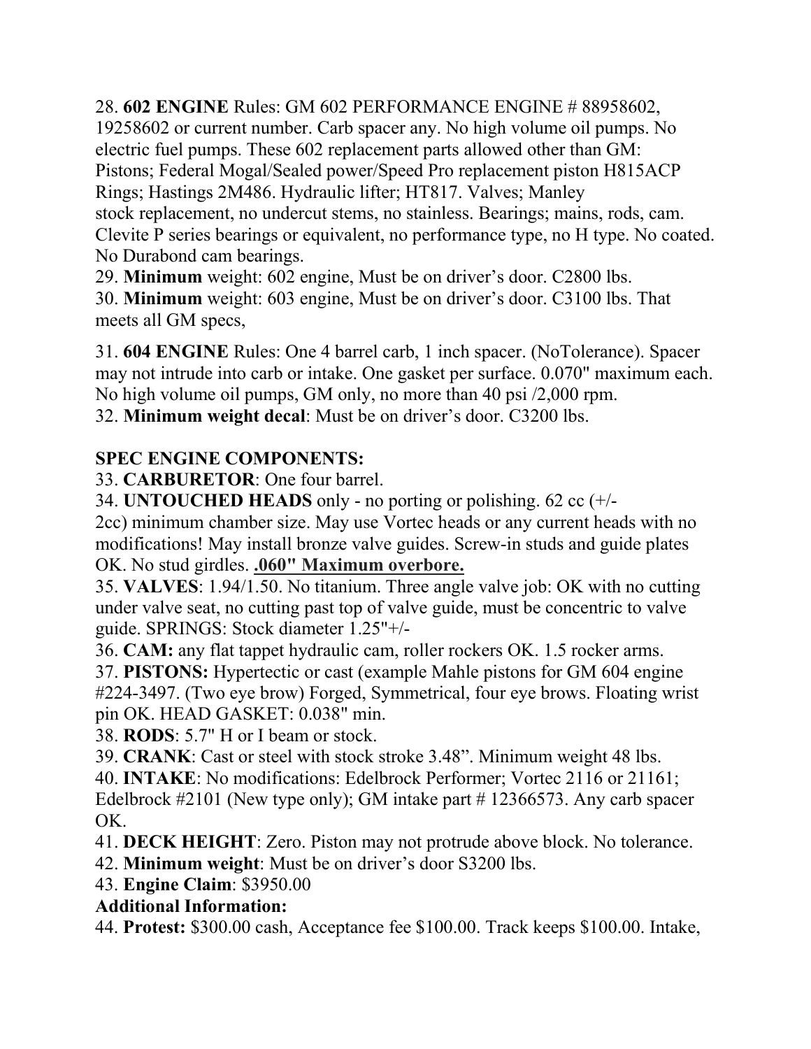28. **602 ENGINE** Rules: GM 602 PERFORMANCE ENGINE # 88958602, 19258602 or current number. Carb spacer any. No high volume oil pumps. No electric fuel pumps. These 602 replacement parts allowed other than GM: Pistons; Federal Mogal/Sealed power/Speed Pro replacement piston H815ACP Rings; Hastings 2M486. Hydraulic lifter; HT817. Valves; Manley stock replacement, no undercut stems, no stainless. Bearings; mains, rods, cam. Clevite P series bearings or equivalent, no performance type, no H type. No coated. No Durabond cam bearings.

29. **Minimum** weight: 602 engine, Must be on driver's door. C2800 lbs.

30. **Minimum** weight: 603 engine, Must be on driver's door. C3100 lbs. That meets all GM specs,

31. **604 ENGINE** Rules: One 4 barrel carb, 1 inch spacer. (NoTolerance). Spacer may not intrude into carb or intake. One gasket per surface. 0.070" maximum each. No high volume oil pumps, GM only, no more than 40 psi /2,000 rpm.

32. **Minimum weight decal**: Must be on driver's door. C3200 lbs.

**SPEC ENGINE COMPONENTS:**

33. **CARBURETOR**: One four barrel.

34. **UNTOUCHED HEADS** only - no porting or polishing. 62 cc (+/- 2cc) minimum chamber size. May use Vortec heads or any current heads with no modifications! May install bronze valve guides. Screw-in studs and guide plates OK. No stud girdles. **.060" Maximum overbore.**

35. **VALVES**: 1.94/1.50. No titanium. Three angle valve job: OK with no cutting under valve seat, no cutting past top of valve guide, must be concentric to valve guide. SPRINGS: Stock diameter 1.25"+/-

36. **CAM:** any flat tappet hydraulic cam, roller rockers OK. 1.5 rocker arms.

37. **PISTONS:** Hypertectic or cast (example Mahle pistons for GM 604 engine #224-3497. (Two eye brow) Forged, Symmetrical, four eye brows. Floating wrist pin OK. HEAD GASKET: 0.038" min.

38. **RODS**: 5.7" H or I beam or stock.

39. **CRANK**: Cast or steel with stock stroke 3.48". Minimum weight 48 lbs.

40. **INTAKE**: No modifications: Edelbrock Performer; Vortec 2116 or 21161; Edelbrock #2101 (New type only); GM intake part # 12366573. Any carb spacer OK.

41. **DECK HEIGHT**: Zero. Piston may not protrude above block. No tolerance.

42. **Minimum weight**: Must be on driver's door S3200 lbs.

43. **Engine Claim**: $3950.00

**Additional Information:**

44. **Protest:** $300.00 cash, Acceptance fee $100.00. Track keeps $100.00. Intake,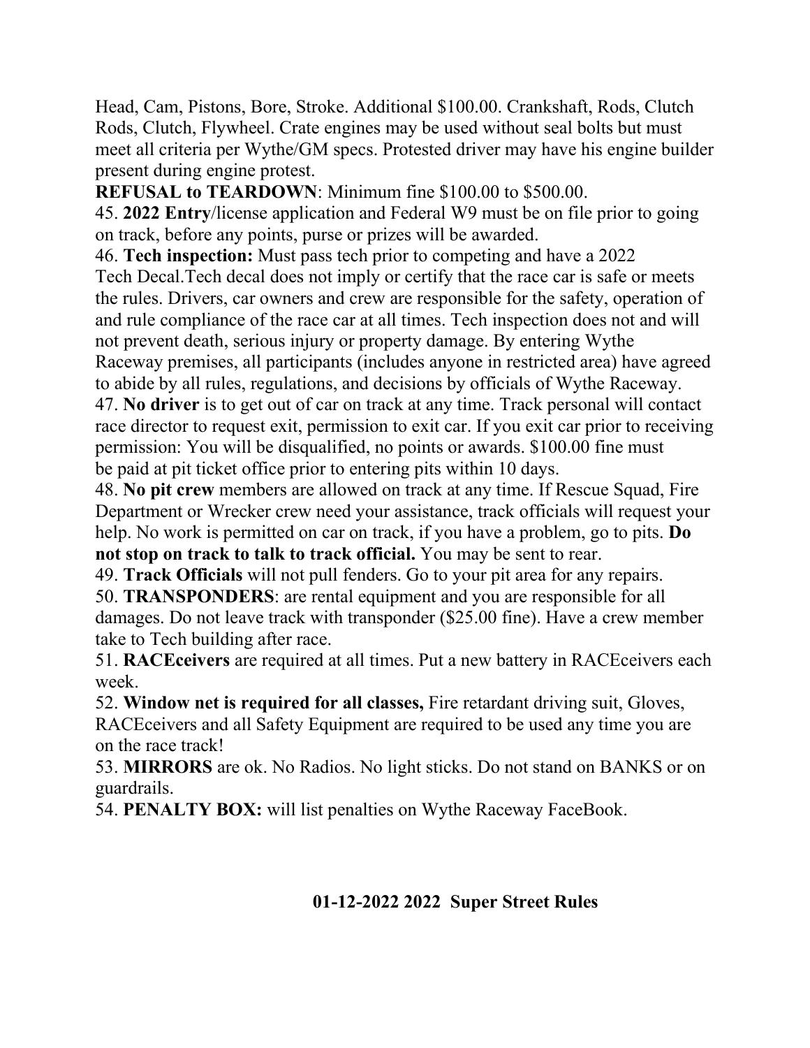Head, Cam, Pistons, Bore, Stroke. Additional $100.00. Crankshaft, Rods, Clutch Rods, Clutch, Flywheel. Crate engines may be used without seal bolts but must meet all criteria per Wythe/GM specs. Protested driver may have his engine builder present during engine protest.

**REFUSAL to TEARDOWN**: Minimum fine $100.00 to $500.00.

45. **2022 Entry**/license application and Federal W9 must be on file prior to going on track, before any points, purse or prizes will be awarded.

46. **Tech inspection:** Must pass tech prior to competing and have a 2022 Tech Decal.Tech decal does not imply or certify that the race car is safe or meets the rules. Drivers, car owners and crew are responsible for the safety, operation of and rule compliance of the race car at all times. Tech inspection does not and will not prevent death, serious injury or property damage. By entering Wythe Raceway premises, all participants (includes anyone in restricted area) have agreed to abide by all rules, regulations, and decisions by officials of Wythe Raceway.

47. **No driver** is to get out of car on track at any time. Track personal will contact race director to request exit, permission to exit car. If you exit car prior to receiving permission: You will be disqualified, no points or awards. $100.00 fine must be paid at pit ticket office prior to entering pits within 10 days.

48. **No pit crew** members are allowed on track at any time. If Rescue Squad, Fire Department or Wrecker crew need your assistance, track officials will request your help. No work is permitted on car on track, if you have a problem, go to pits. **Do not stop on track to talk to track official.** You may be sent to rear.

49. **Track Officials** will not pull fenders. Go to your pit area for any repairs.

50. **TRANSPONDERS**: are rental equipment and you are responsible for all damages. Do not leave track with transponder ($25.00 fine). Have a crew member take to Tech building after race.

51. **RACEceivers** are required at all times. Put a new battery in RACEceivers each week.

52. **Window net is required for all classes,** Fire retardant driving suit, Gloves, RACEceivers and all Safety Equipment are required to be used any time you are on the race track!

53. **MIRRORS** are ok. No Radios. No light sticks. Do not stand on BANKS or on guardrails.

54. **PENALTY BOX:** will list penalties on Wythe Raceway FaceBook.

**01-12-2022 2022 Super Street Rules**